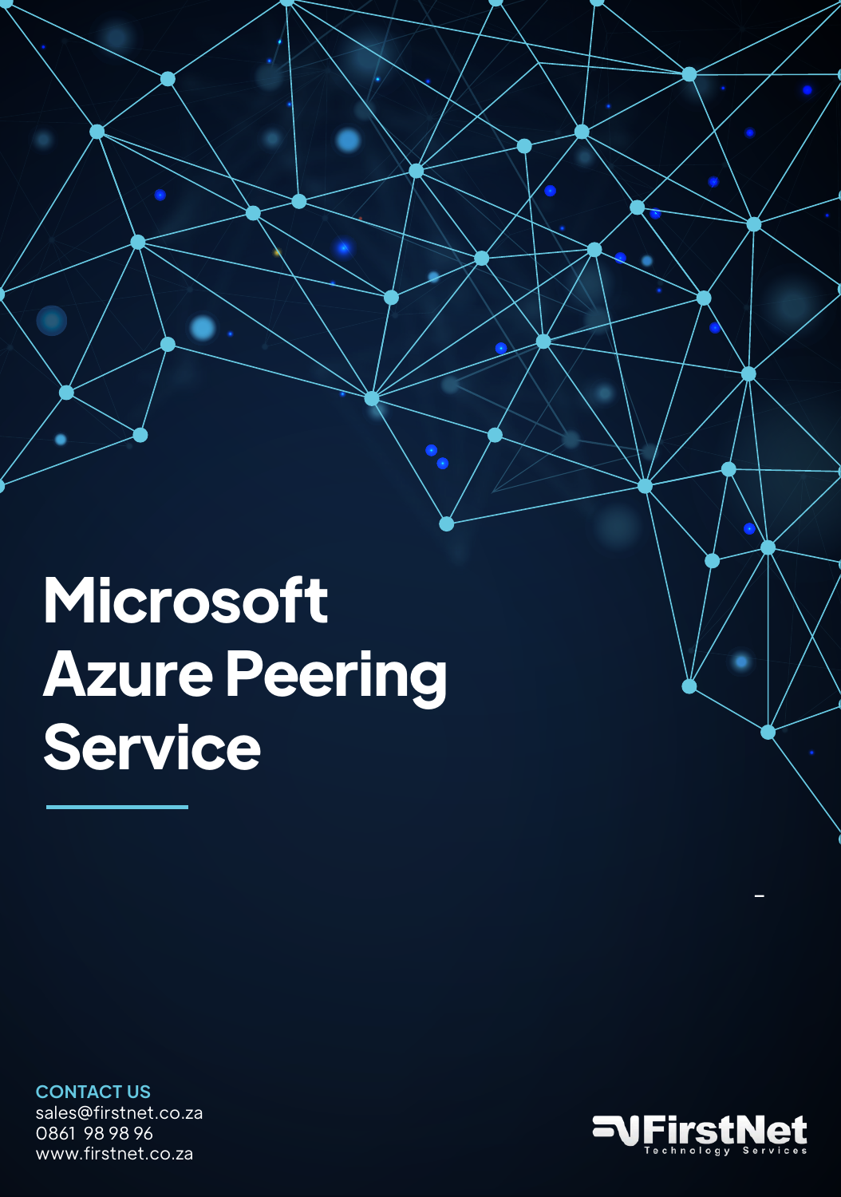# Microsoft Azure Peering Service

**CONTACT US**

sales@firstnet.co.za
0861 98 98 96
www.firstnet.co.za

FirstNet Technology Services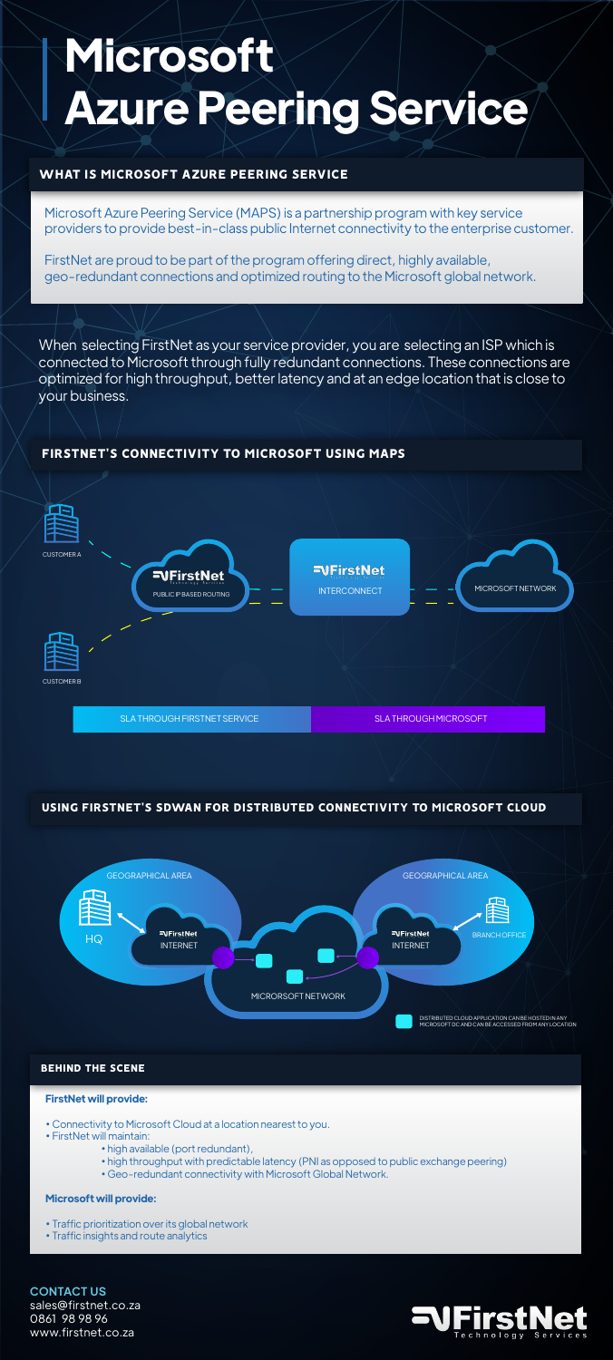# Microsoft Azure Peering Service

## WHAT IS MICROSOFT AZURE PEERING SERVICE

Microsoft Azure Peering Service (MAPS) is a partnership program with key service providers to provide best-in-class public Internet connectivity to the enterprise customer.

FirstNet are proud to be part of the program offering direct, highly available, geo-redundant connections and optimized routing to the Microsoft global network.

When selecting FirstNet as your service provider, you are selecting an ISP which is connected to Microsoft through fully redundant connections. These connections are optimized for high throughput, better latency and at an edge location that is close to your business.

## FIRSTNET'S CONNECTIVITY TO MICROSOFT USING MAPS

CUSTOMER A

CUSTOMER B

FirstNet PUBLIC IP BASED ROUTING

FirstNet INTERCONNECT

MICROSOFT NETWORK

SLA THROUGH FIRSTNET SERVICE

SLA THROUGH MICROSOFT

## USING FIRSTNET'S SDWAN FOR DISTRIBUTED CONNECTIVITY TO MICROSOFT CLOUD

GEOGRAPHICAL AREA

GEOGRAPHICAL AREA

HQ

FirstNet INTERNET

FirstNet INTERNET

BRANCH OFFICE

MICRORSOFT NETWORK

DISTRIBUTED CLOUD APPLICATION CAN BE HOSTED IN ANY MICROSOFT DC AND CAN BE ACCESSED FROM ANY LOCATION

## BEHIND THE SCENE

**FirstNet will provide:**

- Connectivity to Microsoft Cloud at a location nearest to you.
- FirstNet will maintain:
  - high available (port redundant),
  - high throughput with predictable latency (PNI as opposed to public exchange peering)
  - Geo-redundant connectivity with Microsoft Global Network.

**Microsoft will provide:**

- Traffic prioritization over its global network
- Traffic insights and route analytics

**CONTACT US**

sales@firstnet.co.za

0861 98 98 96

www.firstnet.co.za

FirstNet Technology Services